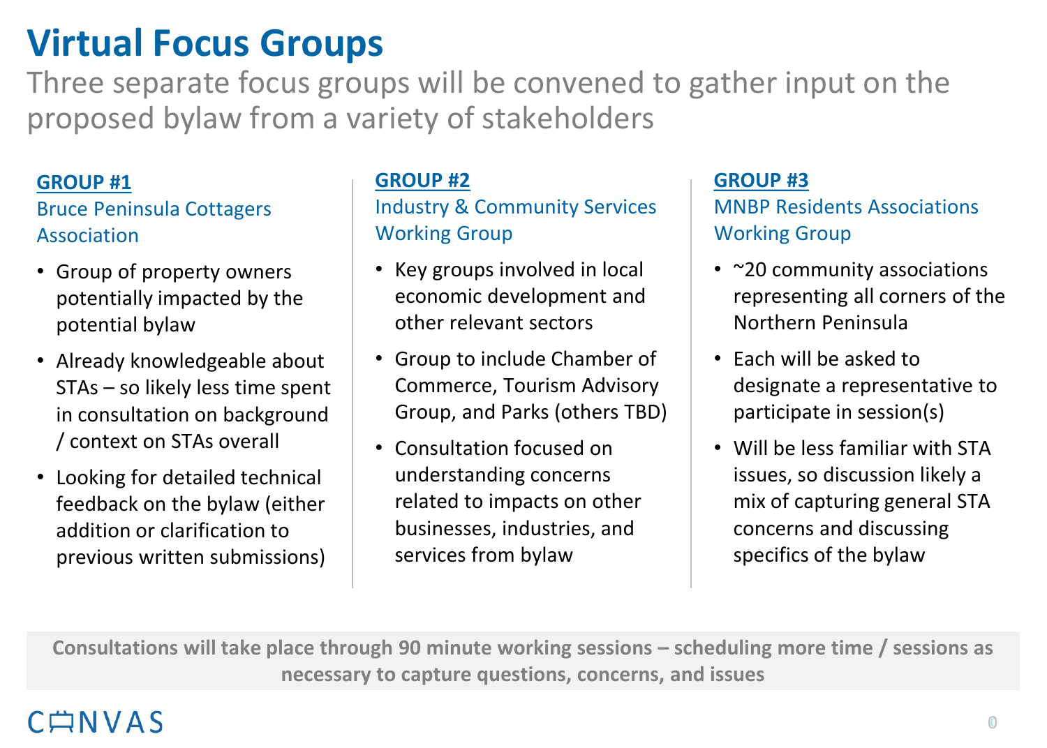# Virtual Focus Groups

Three separate focus groups will be convened to gather input on the proposed bylaw from a variety of stakeholders

## GROUP #1

### Bruce Peninsula Cottagers Association

- Group of property owners potentially impacted by the potential bylaw
- Already knowledgeable about STAs – so likely less time spent in consultation on background / context on STAs overall
- Looking for detailed technical feedback on the bylaw (either addition or clarification to previous written submissions)

## GROUP #2

### Industry & Community Services Working Group

- Key groups involved in local economic development and other relevant sectors
- Group to include Chamber of Commerce, Tourism Advisory Group, and Parks (others TBD)
- Consultation focused on understanding concerns related to impacts on other businesses, industries, and services from bylaw

## GROUP #3

### MNBP Residents Associations Working Group

- ~20 community associations representing all corners of the Northern Peninsula
- Each will be asked to designate a representative to participate in session(s)
- Will be less familiar with STA issues, so discussion likely a mix of capturing general STA concerns and discussing specifics of the bylaw

**Consultations will take place through 90 minute working sessions – scheduling more time / sessions as necessary to capture questions, concerns, and issues**

CANVAS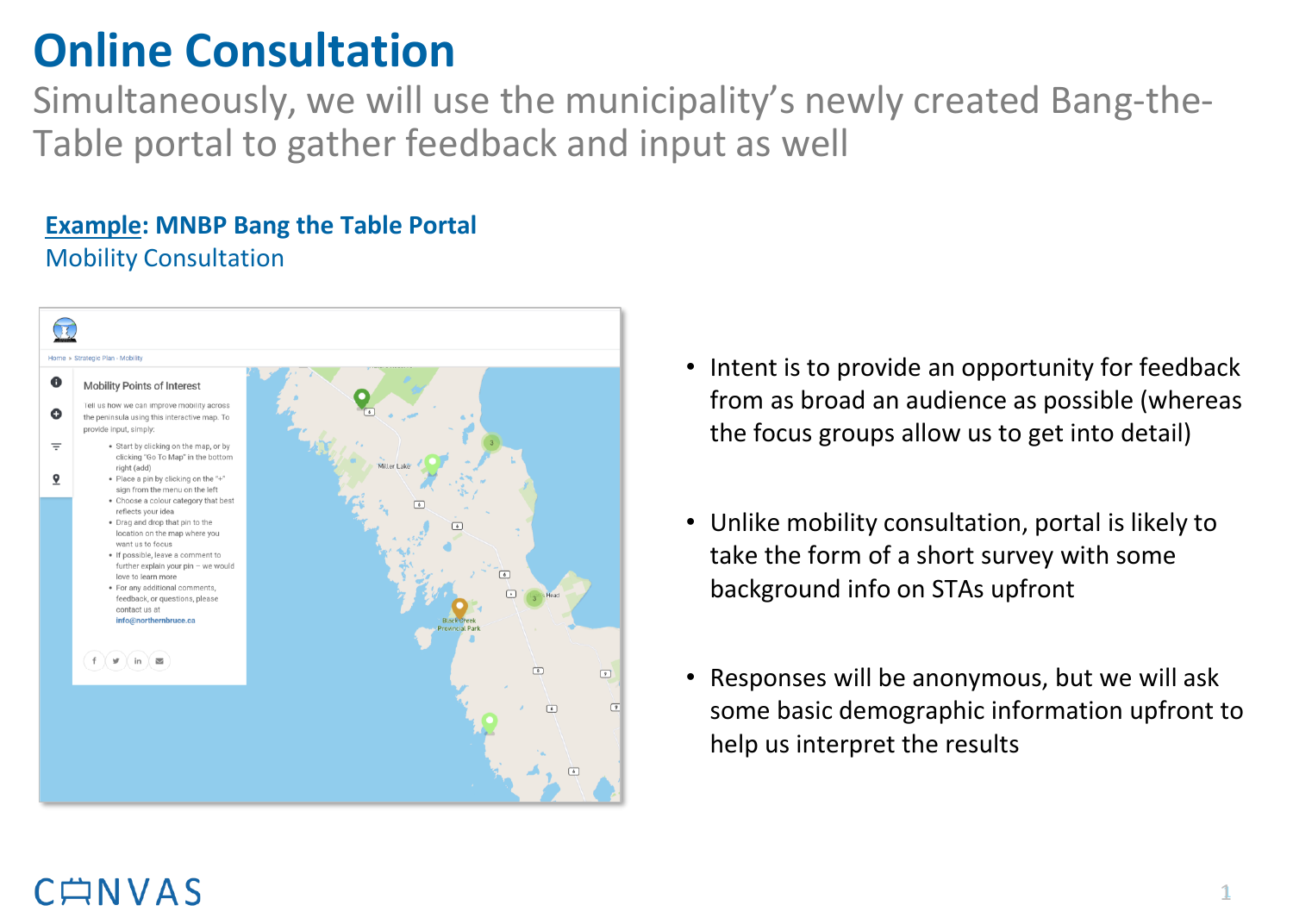# Online Consultation

Simultaneously, we will use the municipality's newly created Bang-the-Table portal to gather feedback and input as well

**Example: MNBP Bang the Table Portal**

Mobility Consultation

- Intent is to provide an opportunity for feedback from as broad an audience as possible (whereas the focus groups allow us to get into detail)
- Unlike mobility consultation, portal is likely to take the form of a short survey with some background info on STAs upfront
- Responses will be anonymous, but we will ask some basic demographic information upfront to help us interpret the results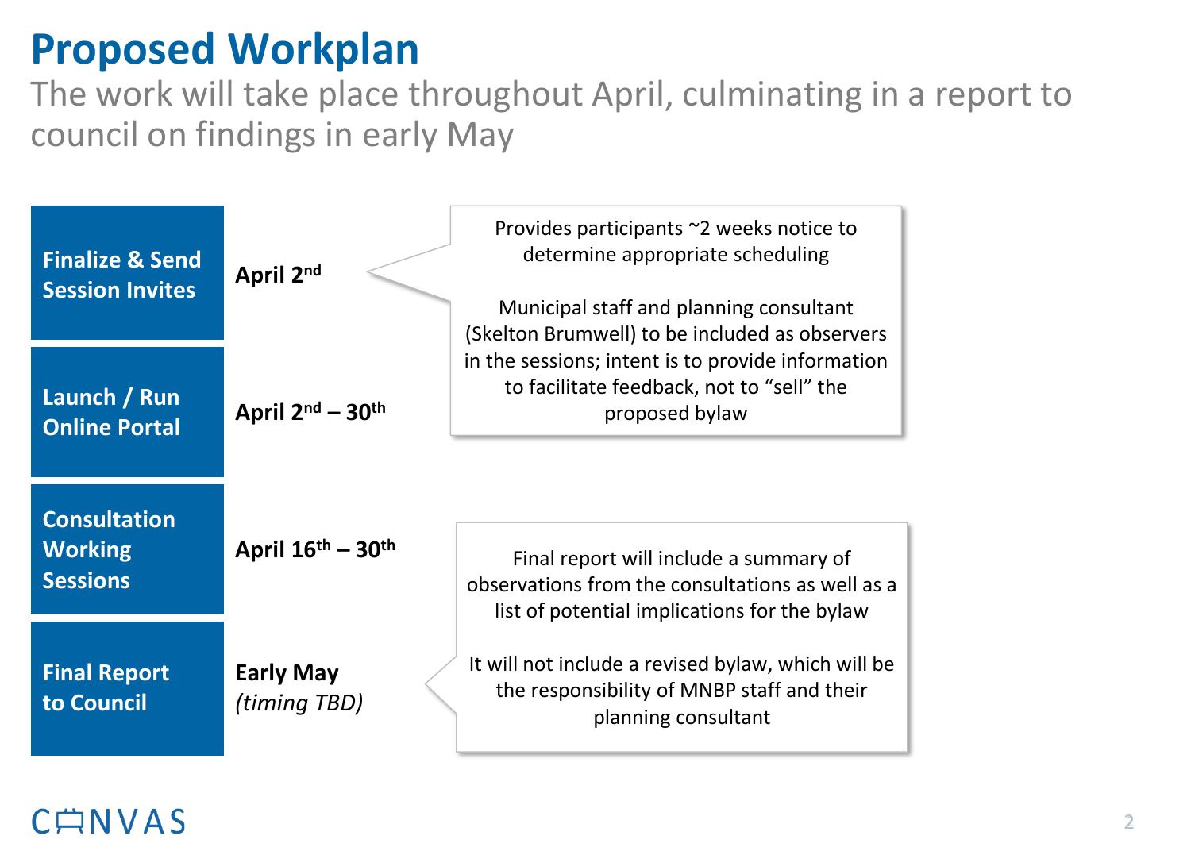# Proposed Workplan

The work will take place throughout April, culminating in a report to council on findings in early May

| Activity | Timing |
| --- | --- |
| **Finalize & Send Session Invites** | **April 2nd** |
| **Launch / Run Online Portal** | **April 2nd – 30th** |
| **Consultation Working Sessions** | **April 16th – 30th** |
| **Final Report to Council** | **Early May** *(timing TBD)* |

Provides participants ~2 weeks notice to determine appropriate scheduling

Municipal staff and planning consultant (Skelton Brumwell) to be included as observers in the sessions; intent is to provide information to facilitate feedback, not to "sell" the proposed bylaw

Final report will include a summary of observations from the consultations as well as a list of potential implications for the bylaw

It will not include a revised bylaw, which will be the responsibility of MNBP staff and their planning consultant

CANVAS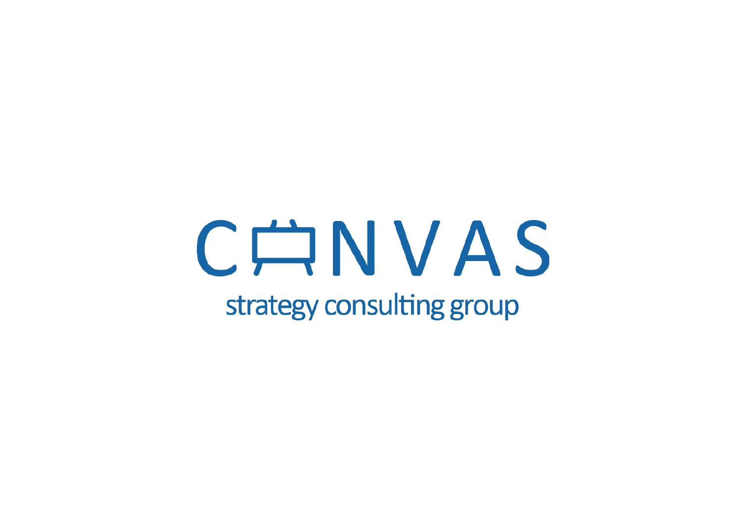CANVAS

strategy consulting group